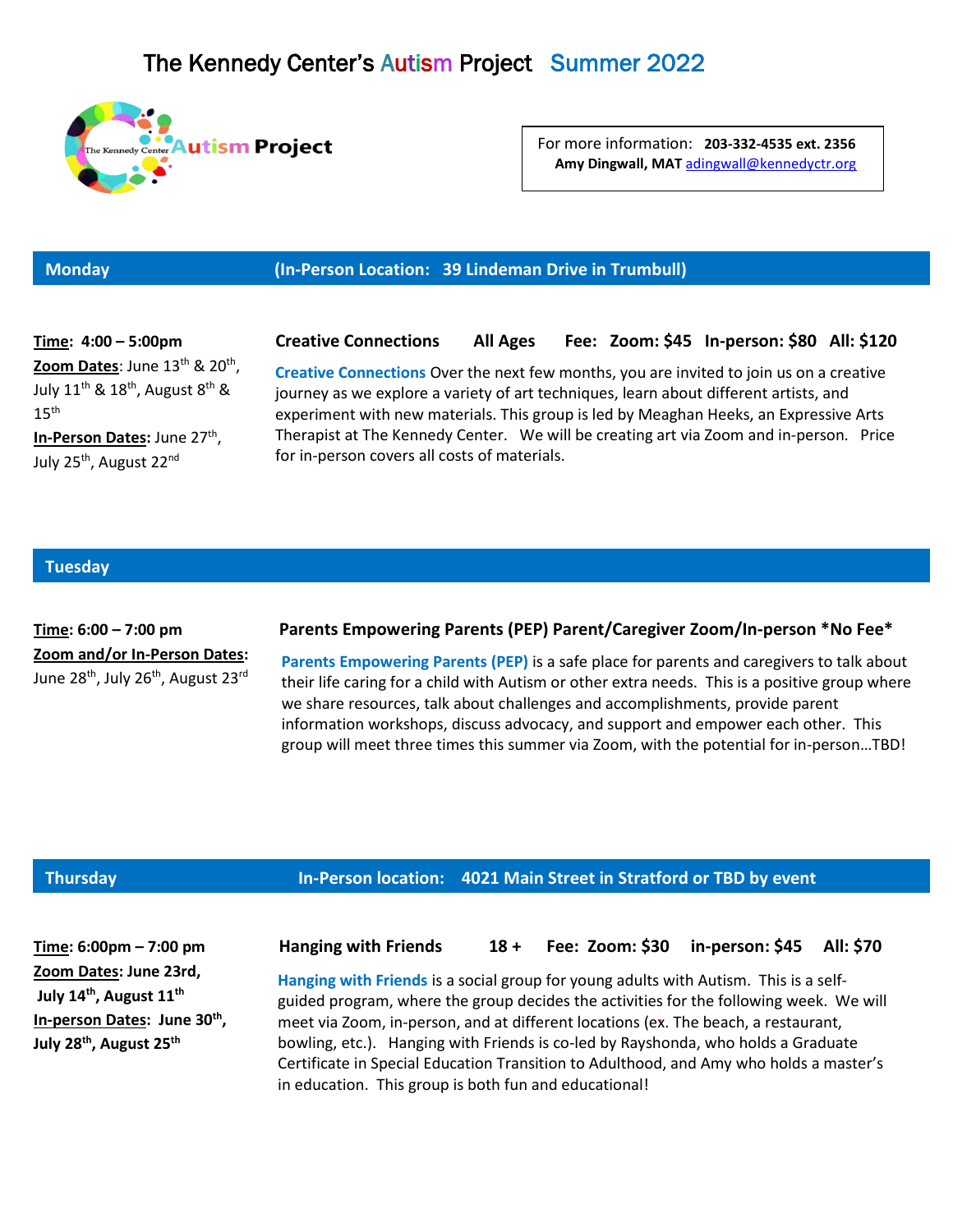# The Kennedy Center's Autism Project Summer 2022

The Kennedy Center Autism Project

For more information: **203-332-4535 ext. 2356**
**Amy Dingwall, MAT** adingwall@kennedyctr.org

## Monday (In-Person Location: 39 Lindeman Drive in Trumbull)

**Time: 4:00 – 5:00pm**
**Zoom Dates**: June 13th & 20th, July 11th & 18th, August 8th & 15th
**In-Person Dates:** June 27th, July 25th, August 22nd

### Creative Connections All Ages Fee: Zoom: $45 In-person: $80 All: $120

**Creative Connections** Over the next few months, you are invited to join us on a creative journey as we explore a variety of art techniques, learn about different artists, and experiment with new materials. This group is led by Meaghan Heeks, an Expressive Arts Therapist at The Kennedy Center. We will be creating art via Zoom and in-person. Price for in-person covers all costs of materials.

## Tuesday

**Time: 6:00 – 7:00 pm**
**Zoom and/or In-Person Dates:** June 28th, July 26th, August 23rd

### Parents Empowering Parents (PEP) Parent/Caregiver Zoom/In-person *No Fee*

**Parents Empowering Parents (PEP)** is a safe place for parents and caregivers to talk about their life caring for a child with Autism or other extra needs. This is a positive group where we share resources, talk about challenges and accomplishments, provide parent information workshops, discuss advocacy, and support and empower each other. This group will meet three times this summer via Zoom, with the potential for in-person…TBD!

## Thursday In-Person location: 4021 Main Street in Stratford or TBD by event

**Time: 6:00pm – 7:00 pm**
**Zoom Dates: June 23rd, July 14th, August 11th**
**In-person Dates: June 30th, July 28th, August 25th**

### Hanging with Friends 18 + Fee: Zoom: $30 in-person: $45 All: $70

**Hanging with Friends** is a social group for young adults with Autism. This is a self-guided program, where the group decides the activities for the following week. We will meet via Zoom, in-person, and at different locations (ex. The beach, a restaurant, bowling, etc.). Hanging with Friends is co-led by Rayshonda, who holds a Graduate Certificate in Special Education Transition to Adulthood, and Amy who holds a master's in education. This group is both fun and educational!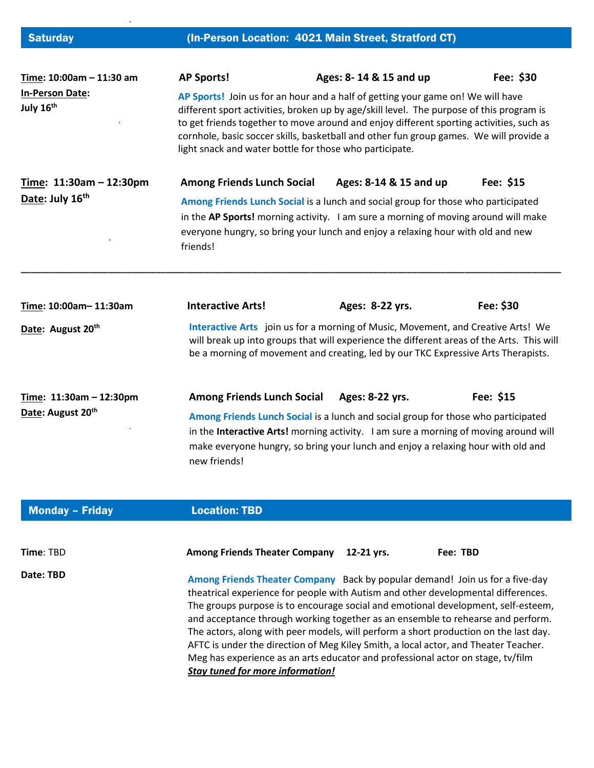## Saturday (In-Person Location: 4021 Main Street, Stratford CT)

**Time**: 10:00am – 11:30 am
**In-Person Date**: July 16th

**AP Sports!** **Ages: 8- 14 & 15 and up** **Fee: $30**

**AP Sports!** Join us for an hour and a half of getting your game on! We will have different sport activities, broken up by age/skill level. The purpose of this program is to get friends together to move around and enjoy different sporting activities, such as cornhole, basic soccer skills, basketball and other fun group games. We will provide a light snack and water bottle for those who participate.

**Time**: 11:30am – 12:30pm
**Date**: July 16th

**Among Friends Lunch Social** **Ages: 8-14 & 15 and up** **Fee: $15**

**Among Friends Lunch Social** is a lunch and social group for those who participated in the **AP Sports!** morning activity. I am sure a morning of moving around will make everyone hungry, so bring your lunch and enjoy a relaxing hour with old and new friends!

---

**Time**: 10:00am– 11:30am
**Date**: August 20th

**Interactive Arts!** **Ages: 8-22 yrs.** **Fee: $30**

**Interactive Arts** join us for a morning of Music, Movement, and Creative Arts! We will break up into groups that will experience the different areas of the Arts. This will be a morning of movement and creating, led by our TKC Expressive Arts Therapists.

**Time**: 11:30am – 12:30pm
**Date**: August 20th

**Among Friends Lunch Social** **Ages: 8-22 yrs.** **Fee: $15**

**Among Friends Lunch Social** is a lunch and social group for those who participated in the **Interactive Arts!** morning activity. I am sure a morning of moving around will make everyone hungry, so bring your lunch and enjoy a relaxing hour with old and new friends!

## Monday – Friday Location: TBD

**Time**: TBD
**Date: TBD**

**Among Friends Theater Company** **12-21 yrs.** **Fee: TBD**

**Among Friends Theater Company** Back by popular demand! Join us for a five-day theatrical experience for people with Autism and other developmental differences. The groups purpose is to encourage social and emotional development, self-esteem, and acceptance through working together as an ensemble to rehearse and perform. The actors, along with peer models, will perform a short production on the last day. AFTC is under the direction of Meg Kiley Smith, a local actor, and Theater Teacher. Meg has experience as an arts educator and professional actor on stage, tv/film

***Stay tuned for more information!***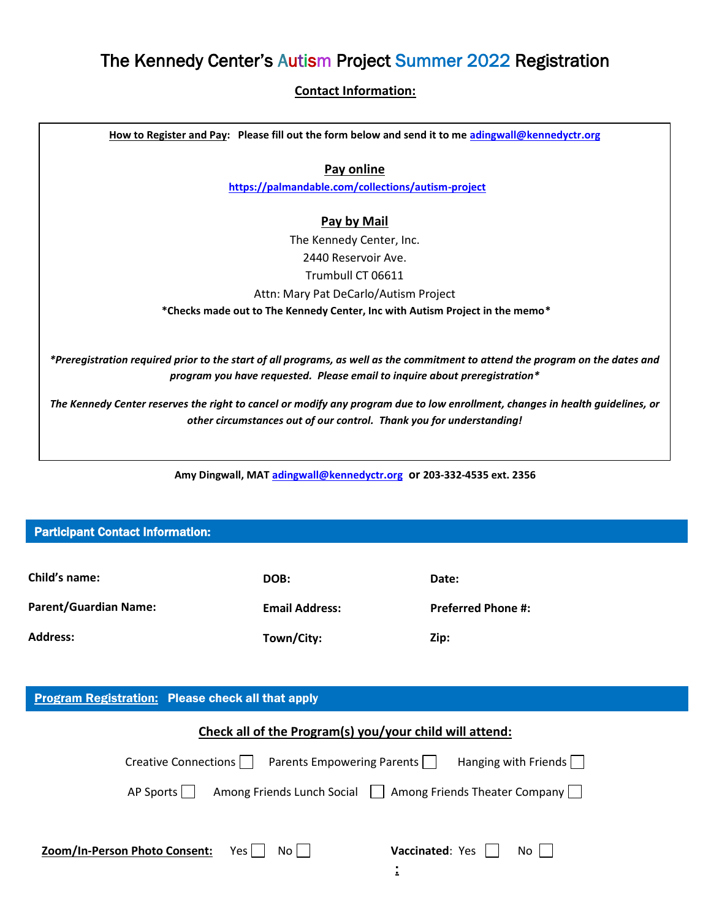# The Kennedy Center's Autism Project Summer 2022 Registration

**Contact Information:**

**How to Register and Pay:** **Please fill out the form below and send it to me adingwall@kennedyctr.org**

**Pay online**

**https://palmandable.com/collections/autism-project**

**Pay by Mail**

The Kennedy Center, Inc.

2440 Reservoir Ave.

Trumbull CT 06611

Attn: Mary Pat DeCarlo/Autism Project

***Checks made out to The Kennedy Center, Inc with Autism Project in the memo***

***Preregistration required prior to the start of all programs, as well as the commitment to attend the program on the dates and program you have requested. Please email to inquire about preregistration***

***The Kennedy Center reserves the right to cancel or modify any program due to low enrollment, changes in health guidelines, or other circumstances out of our control. Thank you for understanding!***

**Amy Dingwall, MAT adingwall@kennedyctr.org or 203-332-4535 ext. 2356**

## Participant Contact Information:

**Child's name:** **DOB:** **Date:**

**Parent/Guardian Name:** **Email Address:** **Preferred Phone #:**

**Address:** **Town/City:** **Zip:**

## Program Registration: Please check all that apply

**Check all of the Program(s) you/your child will attend:**

Creative Connections ☐ Parents Empowering Parents ☐ Hanging with Friends ☐

AP Sports ☐ Among Friends Lunch Social ☐ Among Friends Theater Company ☐

**Zoom/In-Person Photo Consent:** Yes ☐ No ☐ **Vaccinated**: Yes ☐ No ☐